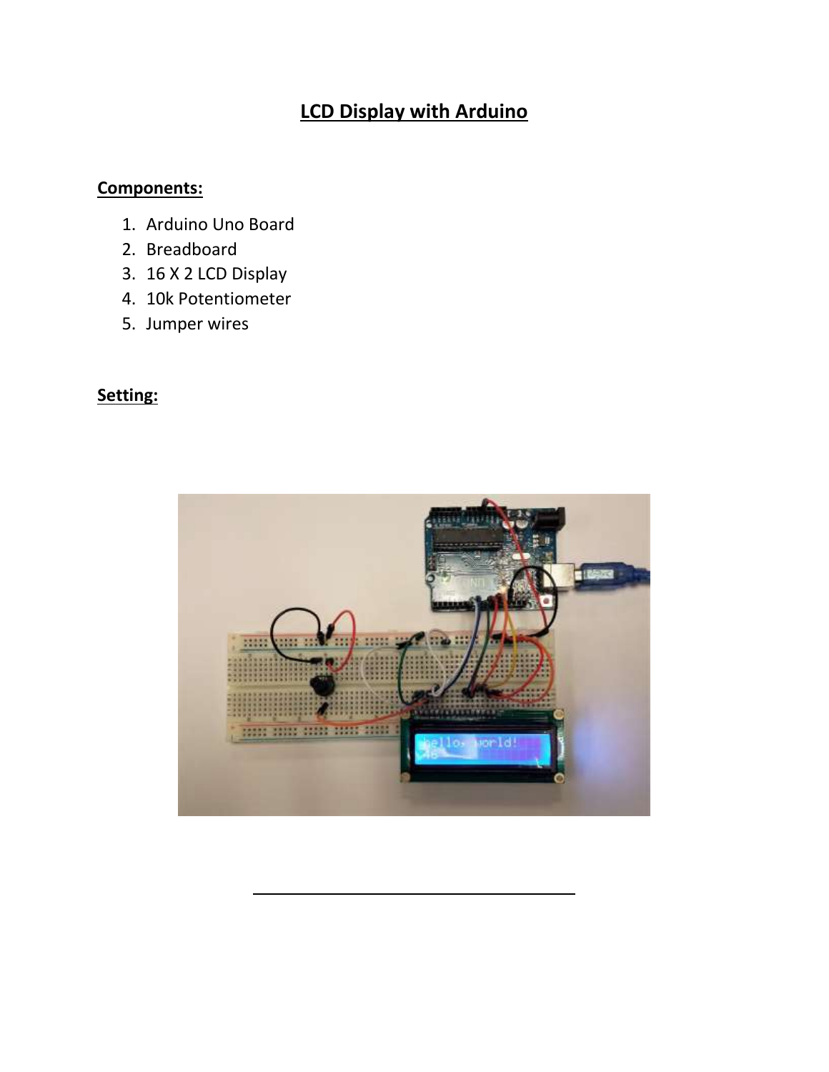# LCD Display with Arduino

**Components:**

1. Arduino Uno Board
2. Breadboard
3. 16 X 2 LCD Display
4. 10k Potentiometer
5. Jumper wires

**Setting:**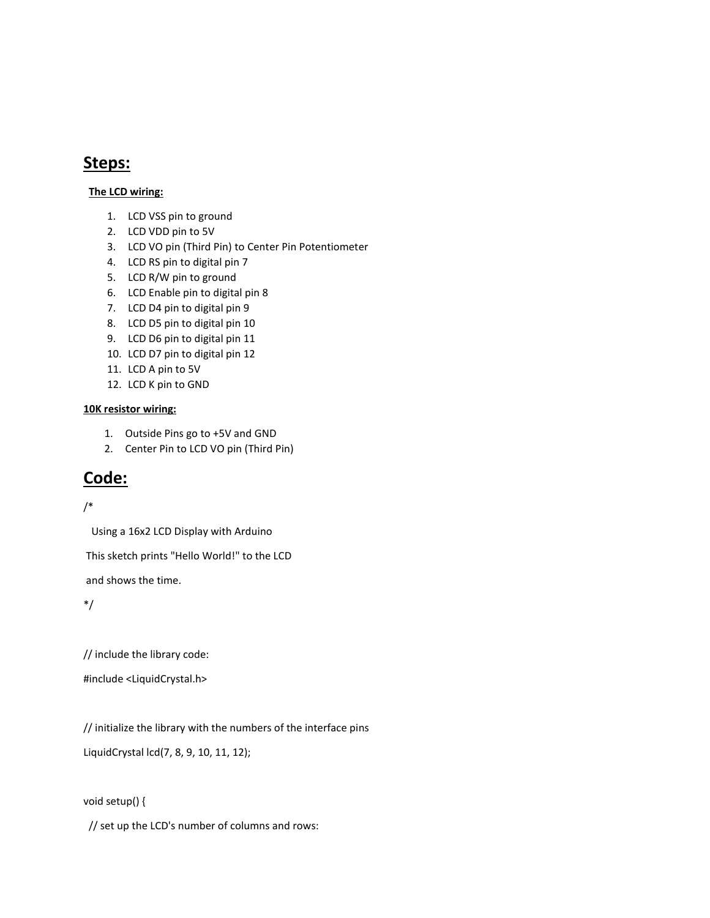## Steps:

**The LCD wiring:**

1. LCD VSS pin to ground
2. LCD VDD pin to 5V
3. LCD VO pin (Third Pin) to Center Pin Potentiometer
4. LCD RS pin to digital pin 7
5. LCD R/W pin to ground
6. LCD Enable pin to digital pin 8
7. LCD D4 pin to digital pin 9
8. LCD D5 pin to digital pin 10
9. LCD D6 pin to digital pin 11
10. LCD D7 pin to digital pin 12
11. LCD A pin to 5V
12. LCD K pin to GND

**10K resistor wiring:**

1. Outside Pins go to +5V and GND
2. Center Pin to LCD VO pin (Third Pin)

## Code:

```
/*

  Using a 16x2 LCD Display with Arduino

 This sketch prints "Hello World!" to the LCD

 and shows the time.

*/


// include the library code:

#include <LiquidCrystal.h>


// initialize the library with the numbers of the interface pins

LiquidCrystal lcd(7, 8, 9, 10, 11, 12);


void setup() {

  // set up the LCD's number of columns and rows:
```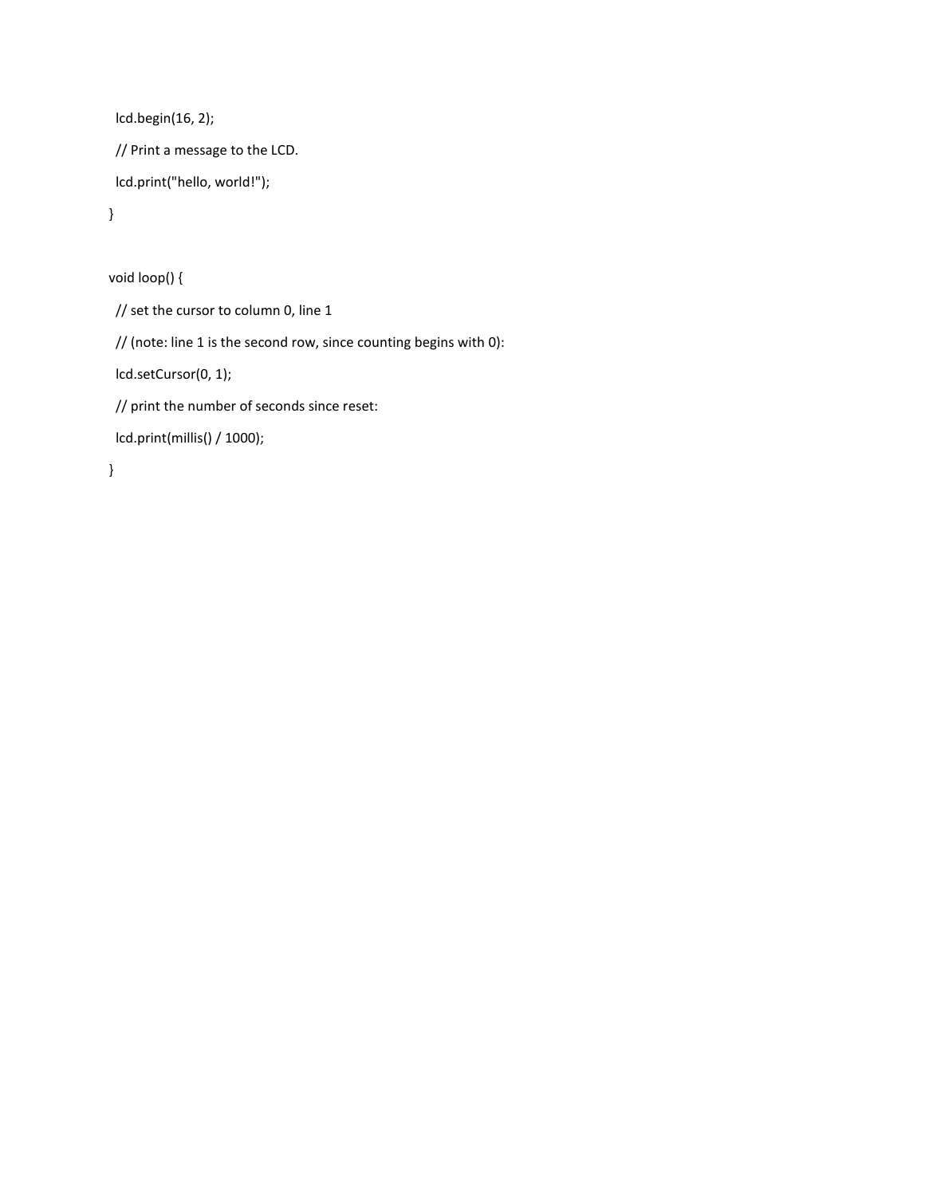```
  lcd.begin(16, 2);
  // Print a message to the LCD.
  lcd.print("hello, world!");
}

void loop() {
  // set the cursor to column 0, line 1
  // (note: line 1 is the second row, since counting begins with 0):
  lcd.setCursor(0, 1);
  // print the number of seconds since reset:
  lcd.print(millis() / 1000);
}
```